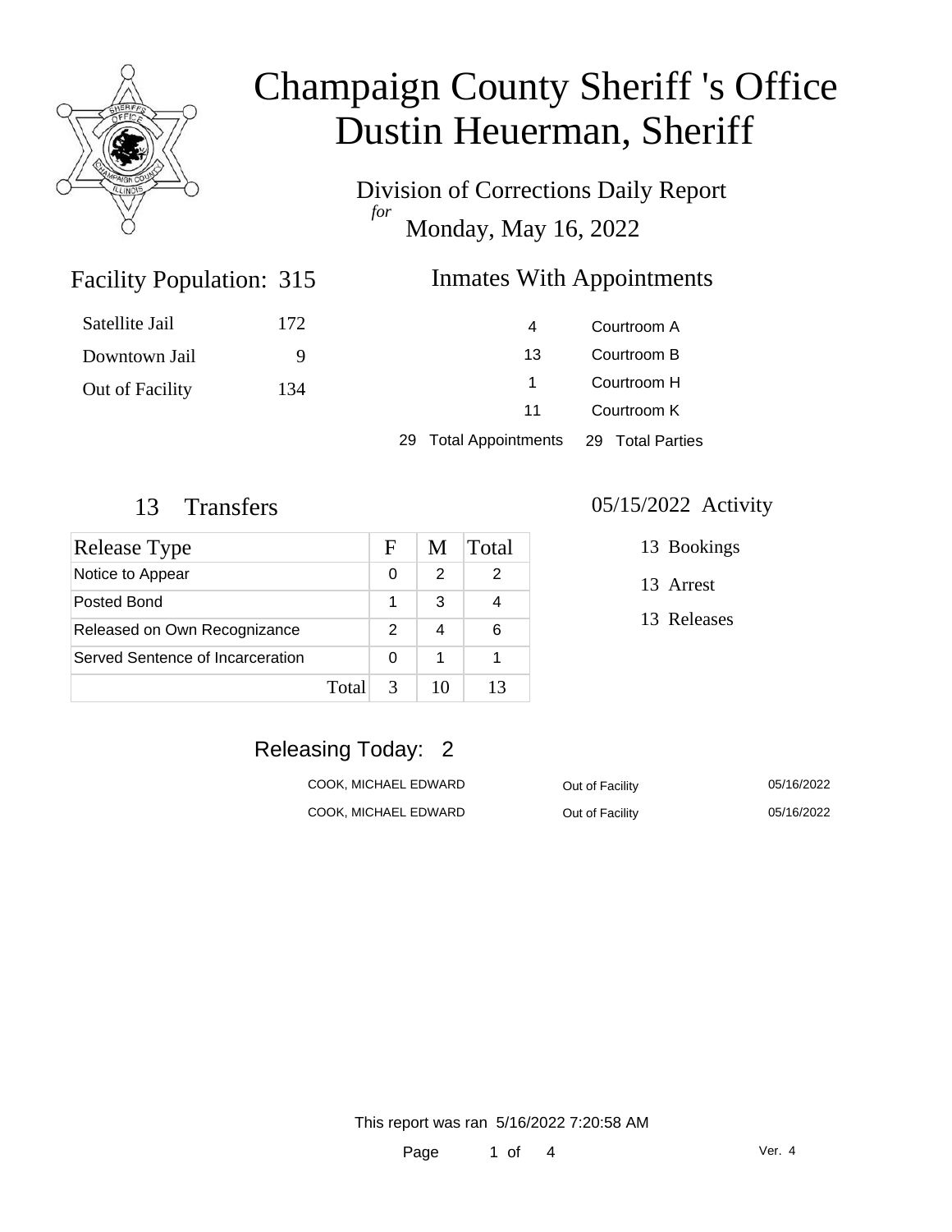# Champaign County Sheriff 's Office
# Dustin Heuerman, Sheriff

Division of Corrections Daily Report
*for*
Monday, May 16, 2022

## Facility Population: 315

| | |
|---|---|
| Satellite Jail | 172 |
| Downtown Jail | 9 |
| Out of Facility | 134 |

## Inmates With Appointments

| | |
|---|---|
| 4 | Courtroom A |
| 13 | Courtroom B |
| 1 | Courtroom H |
| 11 | Courtroom K |

29 Total Appointments 29 Total Parties

## 13 Transfers

| Release Type | F | M | Total |
|---|---|---|---|
| Notice to Appear | 0 | 2 | 2 |
| Posted Bond | 1 | 3 | 4 |
| Released on Own Recognizance | 2 | 4 | 6 |
| Served Sentence of Incarceration | 0 | 1 | 1 |
| Total | 3 | 10 | 13 |

## 05/15/2022 Activity

13 Bookings

13 Arrest

13 Releases

## Releasing Today: 2

| | | |
|---|---|---|
| COOK, MICHAEL EDWARD | Out of Facility | 05/16/2022 |
| COOK, MICHAEL EDWARD | Out of Facility | 05/16/2022 |

This report was ran 5/16/2022 7:20:58 AM

Ver. 4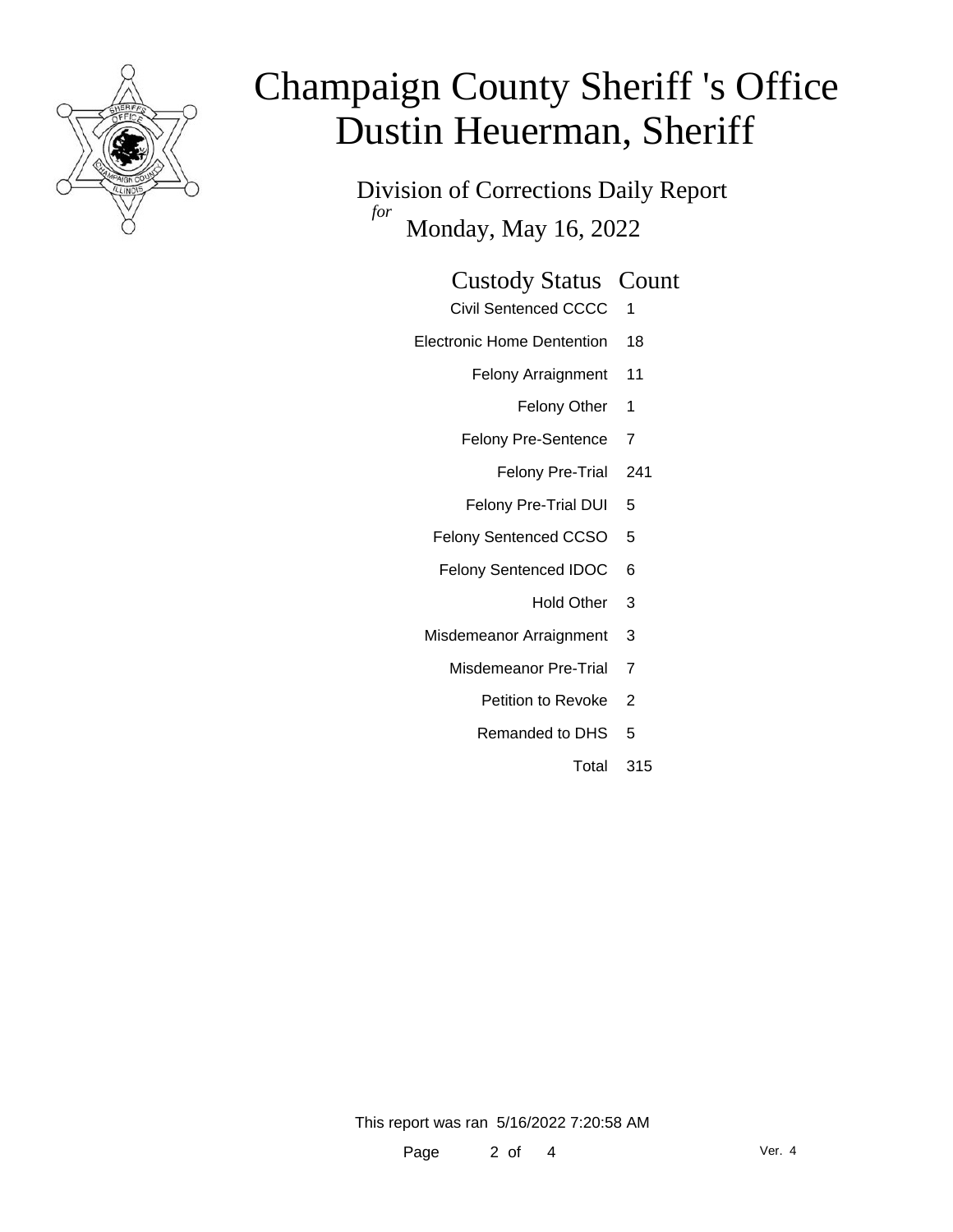# Champaign County Sheriff 's Office
# Dustin Heuerman, Sheriff

## Division of Corrections Daily Report
*for* Monday, May 16, 2022

| Custody Status | Count |
|---|---|
| Civil Sentenced CCCC | 1 |
| Electronic Home Dentention | 18 |
| Felony Arraignment | 11 |
| Felony Other | 1 |
| Felony Pre-Sentence | 7 |
| Felony Pre-Trial | 241 |
| Felony Pre-Trial DUI | 5 |
| Felony Sentenced CCSO | 5 |
| Felony Sentenced IDOC | 6 |
| Hold Other | 3 |
| Misdemeanor Arraignment | 3 |
| Misdemeanor Pre-Trial | 7 |
| Petition to Revoke | 2 |
| Remanded to DHS | 5 |
| Total | 315 |

This report was ran 5/16/2022 7:20:58 AM

Ver. 4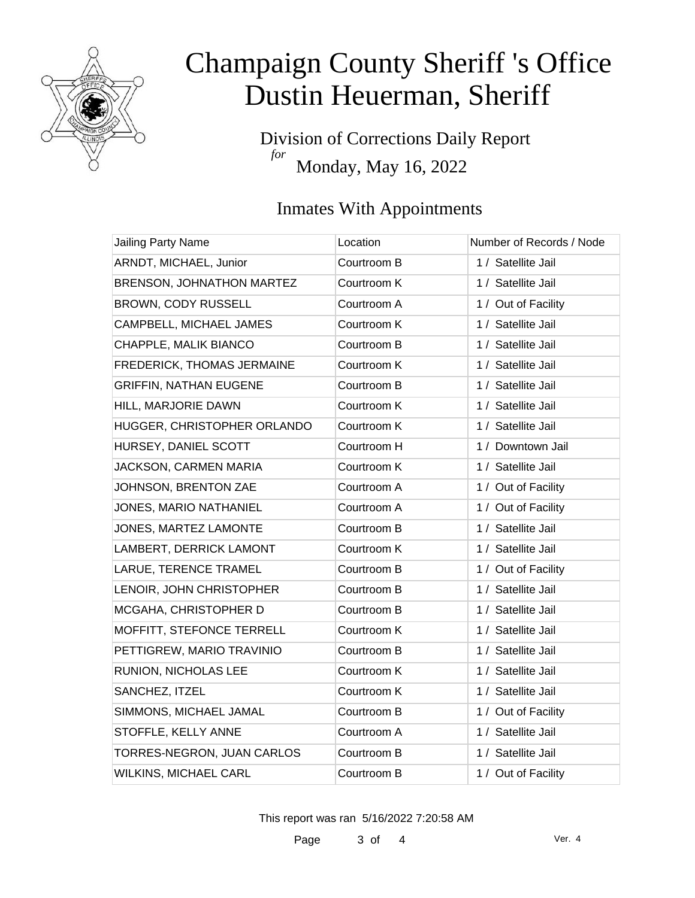# Champaign County Sheriff 's Office
# Dustin Heuerman, Sheriff

Division of Corrections Daily Report
*for*
Monday, May 16, 2022

## Inmates With Appointments

| Jailing Party Name | Location | Number of Records / Node |
|---|---|---|
| ARNDT, MICHAEL, Junior | Courtroom B | 1 / Satellite Jail |
| BRENSON, JOHNATHON MARTEZ | Courtroom K | 1 / Satellite Jail |
| BROWN, CODY RUSSELL | Courtroom A | 1 / Out of Facility |
| CAMPBELL, MICHAEL JAMES | Courtroom K | 1 / Satellite Jail |
| CHAPPLE, MALIK BIANCO | Courtroom B | 1 / Satellite Jail |
| FREDERICK, THOMAS JERMAINE | Courtroom K | 1 / Satellite Jail |
| GRIFFIN, NATHAN EUGENE | Courtroom B | 1 / Satellite Jail |
| HILL, MARJORIE DAWN | Courtroom K | 1 / Satellite Jail |
| HUGGER, CHRISTOPHER ORLANDO | Courtroom K | 1 / Satellite Jail |
| HURSEY, DANIEL SCOTT | Courtroom H | 1 / Downtown Jail |
| JACKSON, CARMEN MARIA | Courtroom K | 1 / Satellite Jail |
| JOHNSON, BRENTON ZAE | Courtroom A | 1 / Out of Facility |
| JONES, MARIO NATHANIEL | Courtroom A | 1 / Out of Facility |
| JONES, MARTEZ LAMONTE | Courtroom B | 1 / Satellite Jail |
| LAMBERT, DERRICK LAMONT | Courtroom K | 1 / Satellite Jail |
| LARUE, TERENCE TRAMEL | Courtroom B | 1 / Out of Facility |
| LENOIR, JOHN CHRISTOPHER | Courtroom B | 1 / Satellite Jail |
| MCGAHA, CHRISTOPHER D | Courtroom B | 1 / Satellite Jail |
| MOFFITT, STEFONCE TERRELL | Courtroom K | 1 / Satellite Jail |
| PETTIGREW, MARIO TRAVINIO | Courtroom B | 1 / Satellite Jail |
| RUNION, NICHOLAS LEE | Courtroom K | 1 / Satellite Jail |
| SANCHEZ, ITZEL | Courtroom K | 1 / Satellite Jail |
| SIMMONS, MICHAEL JAMAL | Courtroom B | 1 / Out of Facility |
| STOFFLE, KELLY ANNE | Courtroom A | 1 / Satellite Jail |
| TORRES-NEGRON, JUAN CARLOS | Courtroom B | 1 / Satellite Jail |
| WILKINS, MICHAEL CARL | Courtroom B | 1 / Out of Facility |

This report was ran 5/16/2022 7:20:58 AM

Ver. 4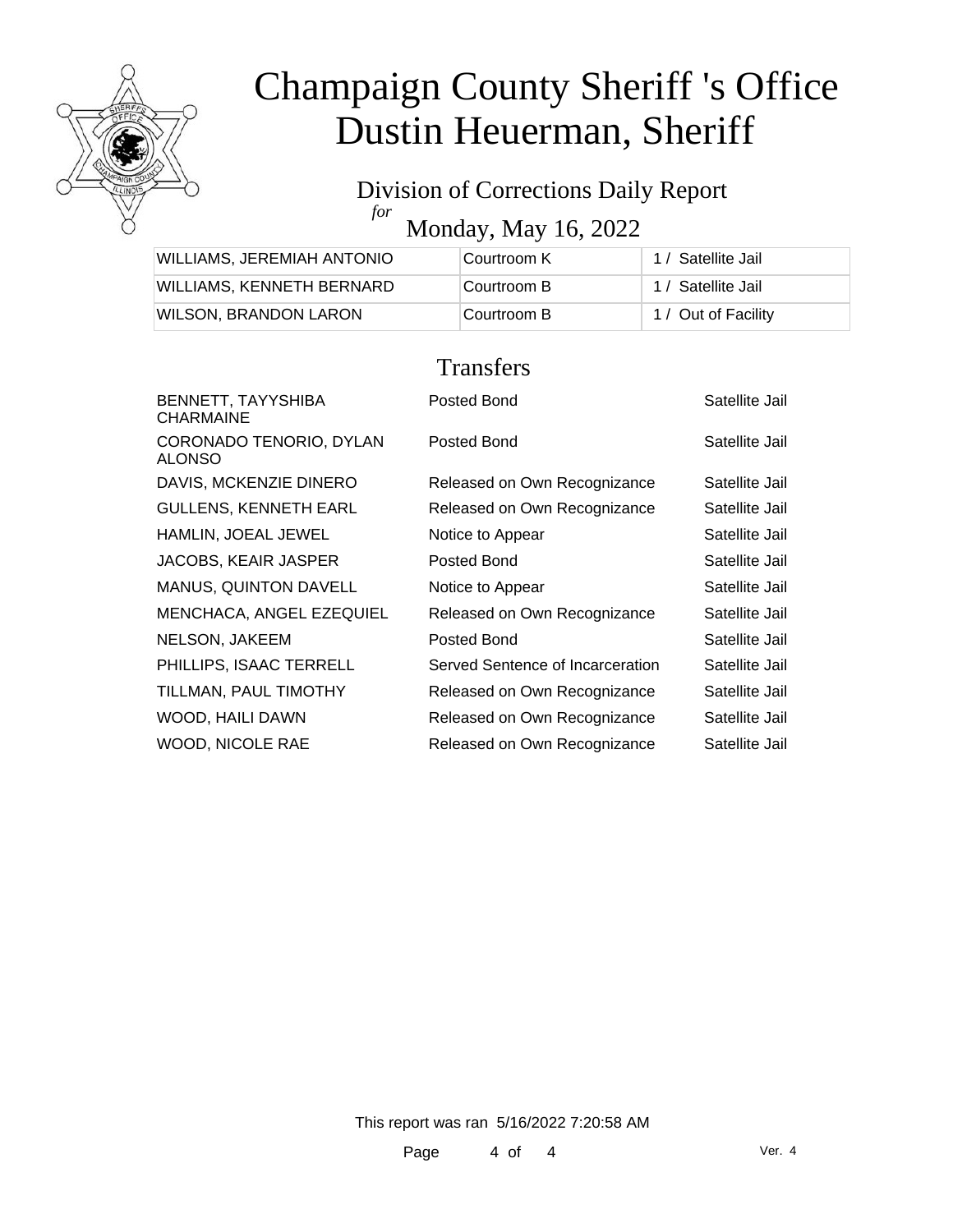# Champaign County Sheriff 's Office
# Dustin Heuerman, Sheriff

## Division of Corrections Daily Report

*for*

## Monday, May 16, 2022

| | | |
|---|---|---|
| WILLIAMS, JEREMIAH ANTONIO | Courtroom K | 1 / Satellite Jail |
| WILLIAMS, KENNETH BERNARD | Courtroom B | 1 / Satellite Jail |
| WILSON, BRANDON LARON | Courtroom B | 1 / Out of Facility |

## Transfers

| | | |
|---|---|---|
| BENNETT, TAYYSHIBA CHARMAINE | Posted Bond | Satellite Jail |
| CORONADO TENORIO, DYLAN ALONSO | Posted Bond | Satellite Jail |
| DAVIS, MCKENZIE DINERO | Released on Own Recognizance | Satellite Jail |
| GULLENS, KENNETH EARL | Released on Own Recognizance | Satellite Jail |
| HAMLIN, JOEAL JEWEL | Notice to Appear | Satellite Jail |
| JACOBS, KEAIR JASPER | Posted Bond | Satellite Jail |
| MANUS, QUINTON DAVELL | Notice to Appear | Satellite Jail |
| MENCHACA, ANGEL EZEQUIEL | Released on Own Recognizance | Satellite Jail |
| NELSON, JAKEEM | Posted Bond | Satellite Jail |
| PHILLIPS, ISAAC TERRELL | Served Sentence of Incarceration | Satellite Jail |
| TILLMAN, PAUL TIMOTHY | Released on Own Recognizance | Satellite Jail |
| WOOD, HAILI DAWN | Released on Own Recognizance | Satellite Jail |
| WOOD, NICOLE RAE | Released on Own Recognizance | Satellite Jail |

This report was ran 5/16/2022 7:20:58 AM